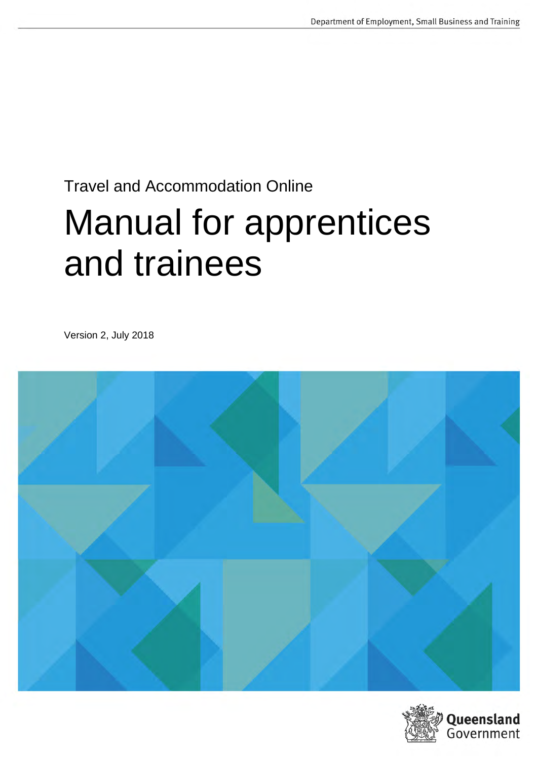Department of Employment, Small Business and Training

Travel and Accommodation Online

# Manual for apprentices and trainees

Version 2, July 2018

Queensland Government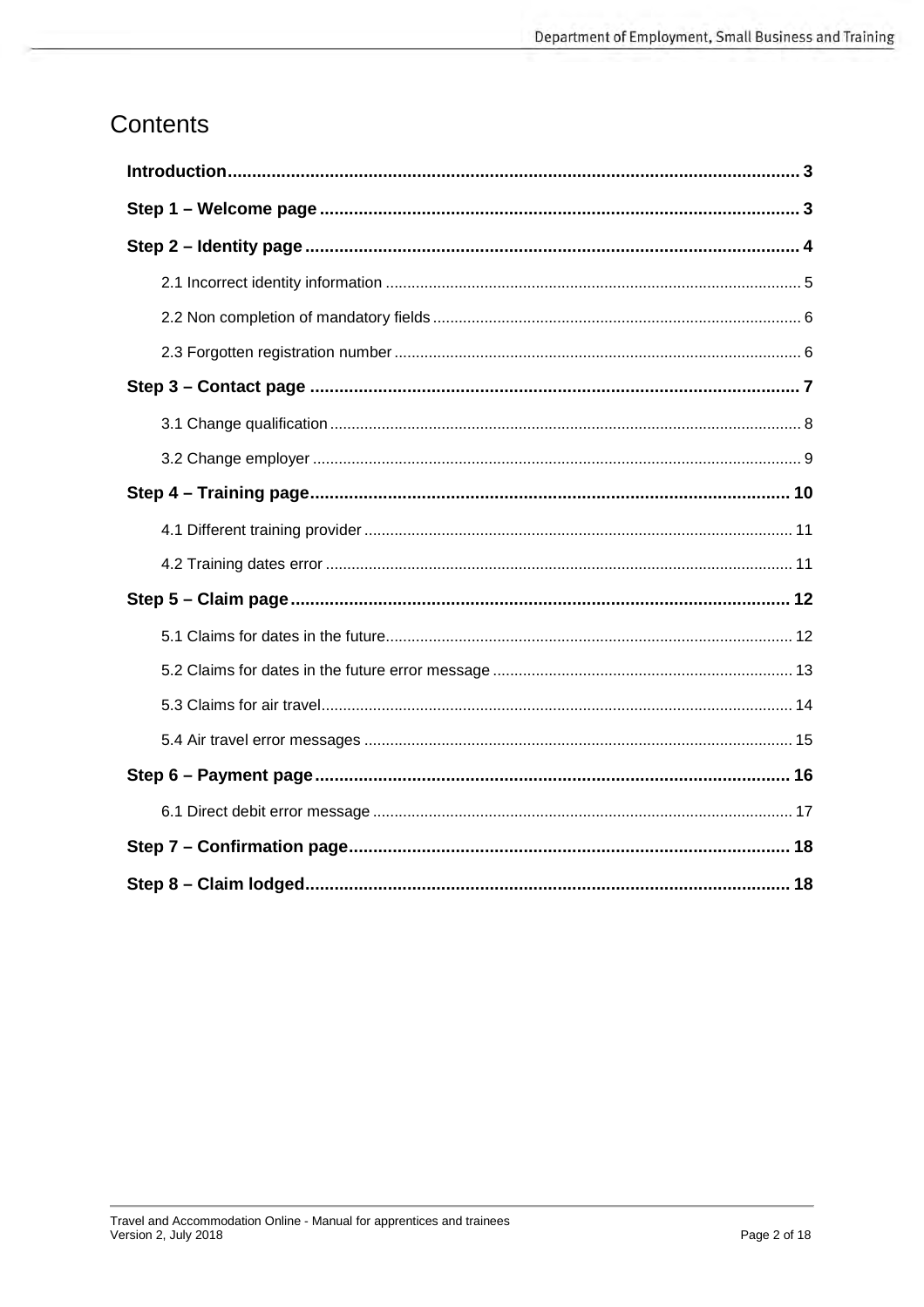# Contents

**Introduction** .......... 3

**Step 1 – Welcome page** .......... 3

**Step 2 – Identity page** .......... 4

- 2.1 Incorrect identity information .......... 5
- 2.2 Non completion of mandatory fields .......... 6
- 2.3 Forgotten registration number .......... 6

**Step 3 – Contact page** .......... 7

- 3.1 Change qualification .......... 8
- 3.2 Change employer .......... 9

**Step 4 – Training page** .......... 10

- 4.1 Different training provider .......... 11
- 4.2 Training dates error .......... 11

**Step 5 – Claim page** .......... 12

- 5.1 Claims for dates in the future .......... 12
- 5.2 Claims for dates in the future error message .......... 13
- 5.3 Claims for air travel .......... 14
- 5.4 Air travel error messages .......... 15

**Step 6 – Payment page** .......... 16

- 6.1 Direct debit error message .......... 17

**Step 7 – Confirmation page** .......... 18

**Step 8 – Claim lodged** .......... 18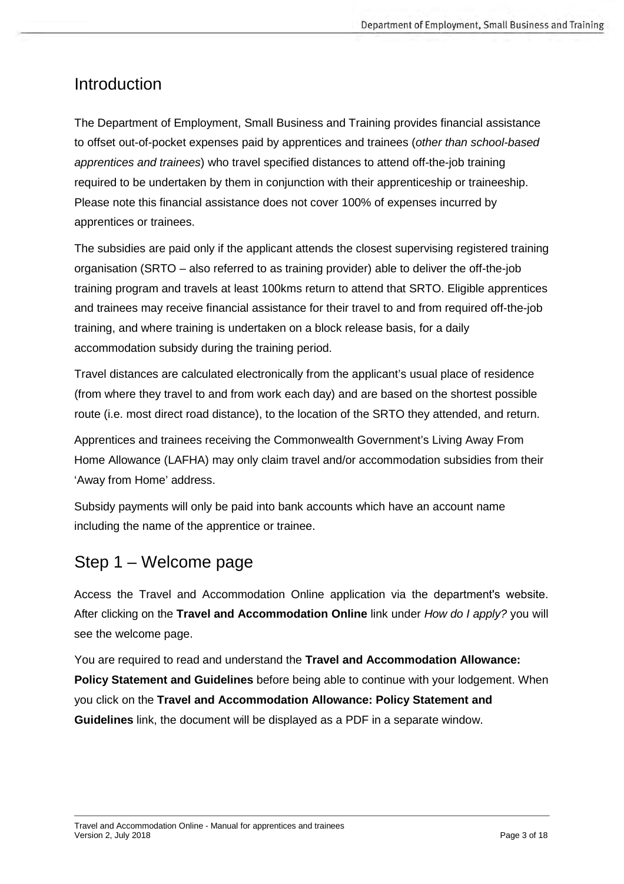## Introduction

The Department of Employment, Small Business and Training provides financial assistance to offset out-of-pocket expenses paid by apprentices and trainees (*other than school-based apprentices and trainees*) who travel specified distances to attend off-the-job training required to be undertaken by them in conjunction with their apprenticeship or traineeship. Please note this financial assistance does not cover 100% of expenses incurred by apprentices or trainees.

The subsidies are paid only if the applicant attends the closest supervising registered training organisation (SRTO – also referred to as training provider) able to deliver the off-the-job training program and travels at least 100kms return to attend that SRTO. Eligible apprentices and trainees may receive financial assistance for their travel to and from required off-the-job training, and where training is undertaken on a block release basis, for a daily accommodation subsidy during the training period.

Travel distances are calculated electronically from the applicant's usual place of residence (from where they travel to and from work each day) and are based on the shortest possible route (i.e. most direct road distance), to the location of the SRTO they attended, and return.

Apprentices and trainees receiving the Commonwealth Government's Living Away From Home Allowance (LAFHA) may only claim travel and/or accommodation subsidies from their 'Away from Home' address.

Subsidy payments will only be paid into bank accounts which have an account name including the name of the apprentice or trainee.

## Step 1 – Welcome page

Access the Travel and Accommodation Online application via the department's website. After clicking on the **Travel and Accommodation Online** link under *How do I apply?* you will see the welcome page.

You are required to read and understand the **Travel and Accommodation Allowance: Policy Statement and Guidelines** before being able to continue with your lodgement. When you click on the **Travel and Accommodation Allowance: Policy Statement and Guidelines** link, the document will be displayed as a PDF in a separate window.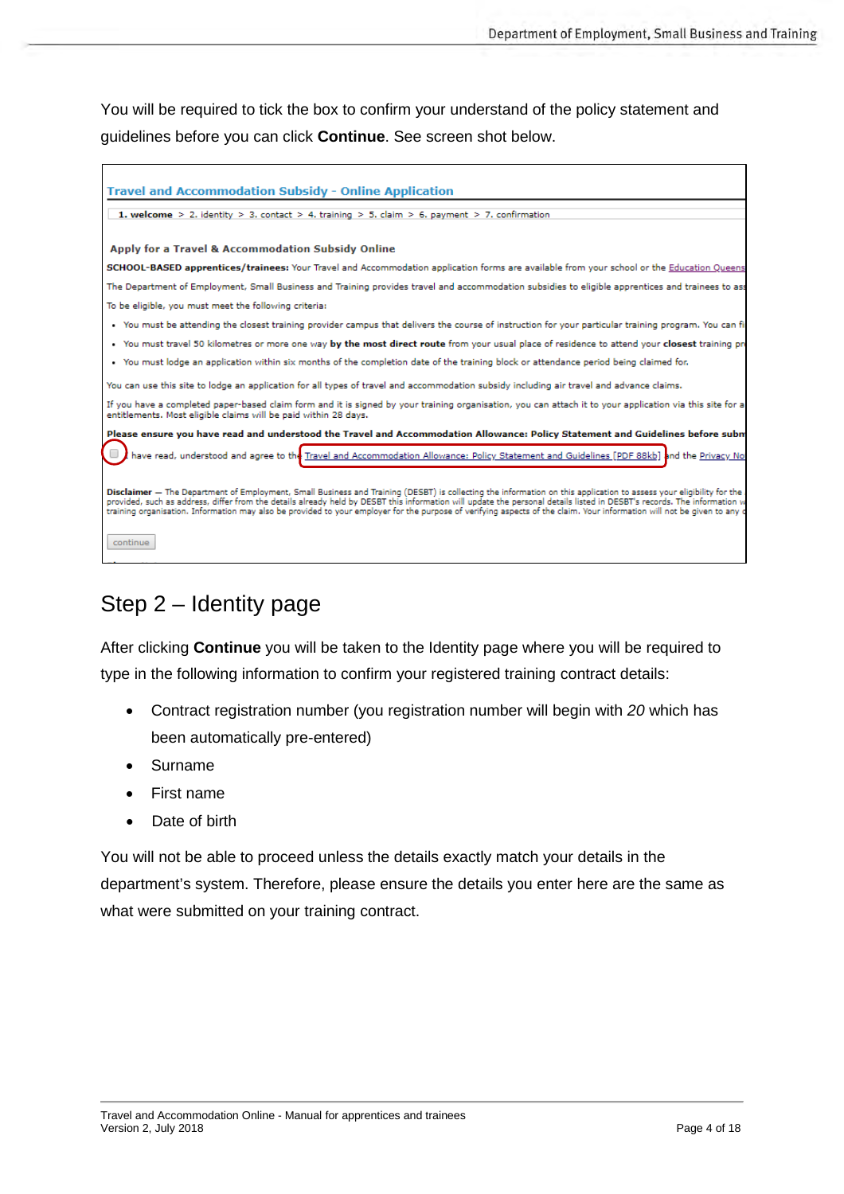You will be required to tick the box to confirm your understand of the policy statement and guidelines before you can click **Continue**. See screen shot below.

## Step 2 – Identity page

After clicking **Continue** you will be taken to the Identity page where you will be required to type in the following information to confirm your registered training contract details:

- Contract registration number (you registration number will begin with *20* which has been automatically pre-entered)
- Surname
- First name
- Date of birth

You will not be able to proceed unless the details exactly match your details in the department's system. Therefore, please ensure the details you enter here are the same as what were submitted on your training contract.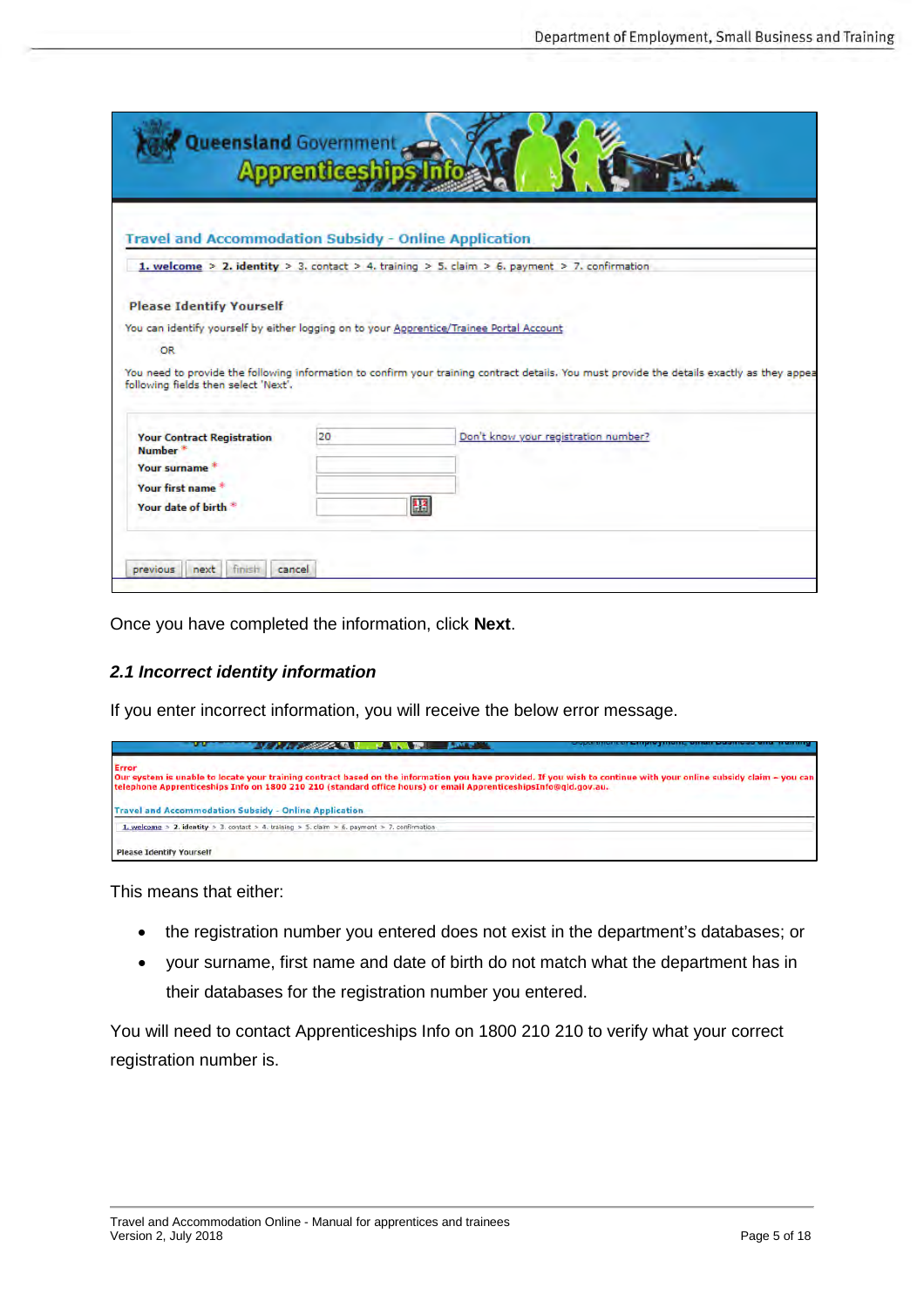Once you have completed the information, click **Next**.

### *2.1 Incorrect identity information*

If you enter incorrect information, you will receive the below error message.

This means that either:

- the registration number you entered does not exist in the department's databases; or
- your surname, first name and date of birth do not match what the department has in their databases for the registration number you entered.

You will need to contact Apprenticeships Info on 1800 210 210 to verify what your correct registration number is.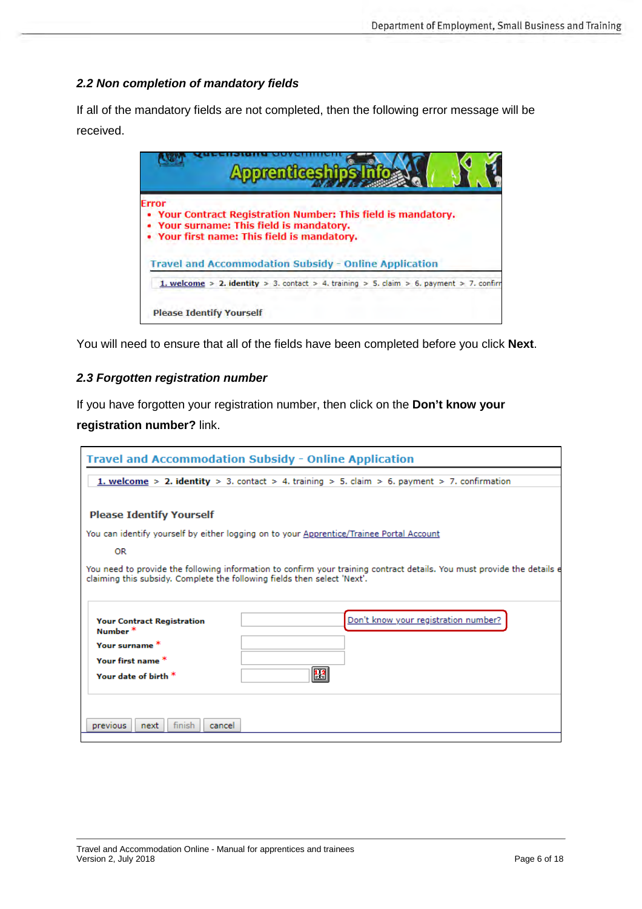### 2.2 Non completion of mandatory fields

If all of the mandatory fields are not completed, then the following error message will be received.

Error

- Your Contract Registration Number: This field is mandatory.
- Your surname: This field is mandatory.
- Your first name: This field is mandatory.

Travel and Accommodation Subsidy - Online Application

1. welcome > 2. identity > 3. contact > 4. training > 5. claim > 6. payment > 7. confirm

Please Identify Yourself

You will need to ensure that all of the fields have been completed before you click **Next**.

### 2.3 Forgotten registration number

If you have forgotten your registration number, then click on the **Don't know your registration number?** link.

Travel and Accommodation Subsidy - Online Application

1. welcome > 2. identity > 3. contact > 4. training > 5. claim > 6. payment > 7. confirmation

Please Identify Yourself

You can identify yourself by either logging on to your Apprentice/Trainee Portal Account

OR

You need to provide the following information to confirm your training contract details. You must provide the details e claiming this subsidy. Complete the following fields then select 'Next'.

Your Contract Registration Number * — Don't know your registration number?

Your surname *

Your first name *

Your date of birth *

previous | next | finish | cancel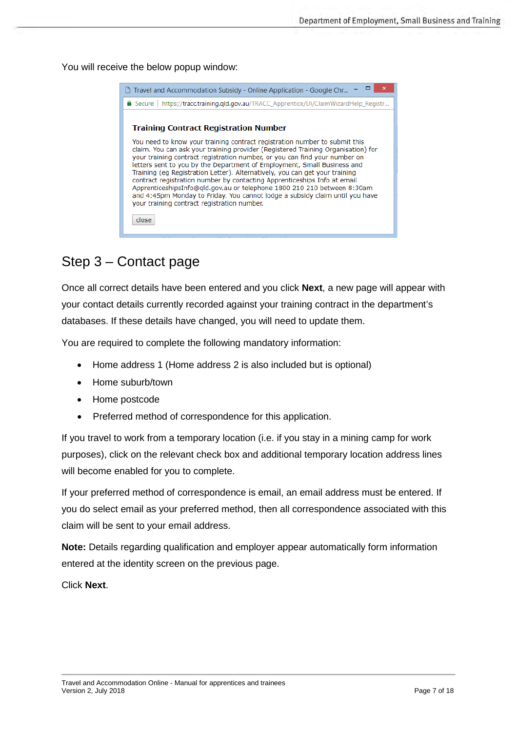You will receive the below popup window:

Travel and Accommodation Subsidy - Online Application - Google Chr...

Secure | https://tracc.training.qld.gov.au/TRACC_Apprentice/UI/ClaimWizardHelp_Registr...

**Training Contract Registration Number**

You need to know your training contract registration number to submit this claim. You can ask your training provider (Registered Training Organisation) for your training contract registration number, or you can find your number on letters sent to you by the Department of Employment, Small Business and Training (eg Registration Letter). Alternatively, you can get your training contract registration number by contacting Apprenticeships Info at email ApprenticeshipsInfo@qld.gov.au or telephone 1800 210 210 between 8:30am and 4:45pm Monday to Friday. You cannot lodge a subsidy claim until you have your training contract registration number.

close

## Step 3 – Contact page

Once all correct details have been entered and you click **Next**, a new page will appear with your contact details currently recorded against your training contract in the department's databases. If these details have changed, you will need to update them.

You are required to complete the following mandatory information:

- Home address 1 (Home address 2 is also included but is optional)
- Home suburb/town
- Home postcode
- Preferred method of correspondence for this application.

If you travel to work from a temporary location (i.e. if you stay in a mining camp for work purposes), click on the relevant check box and additional temporary location address lines will become enabled for you to complete.

If your preferred method of correspondence is email, an email address must be entered. If you do select email as your preferred method, then all correspondence associated with this claim will be sent to your email address.

**Note:** Details regarding qualification and employer appear automatically form information entered at the identity screen on the previous page.

Click **Next**.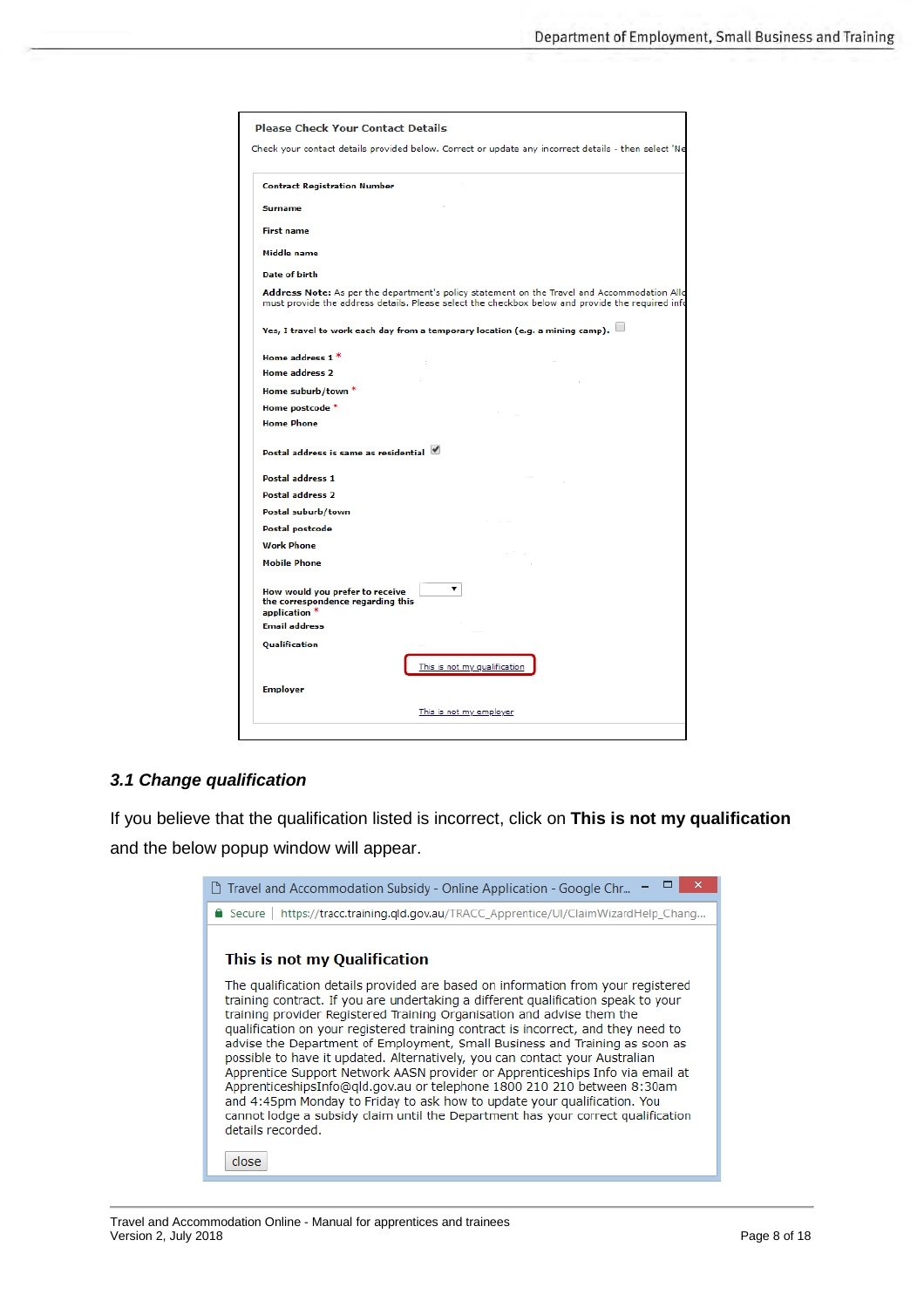Please Check Your Contact Details

Check your contact details provided below. Correct or update any incorrect details - then select 'Ne

Contract Registration Number

Surname

First name

Middle name

Date of birth

**Address Note:** As per the department's policy statement on the Travel and Accommodation All must provide the address details. Please select the checkbox below and provide the required info

Yes, I travel to work each day from a temporary location (e.g. a mining camp).

Home address 1 *

Home address 2

Home suburb/town *

Home postcode *

Home Phone

Postal address is same as residential

Postal address 1

Postal address 2

Postal suburb/town

Postal postcode

Work Phone

Mobile Phone

How would you prefer to receive the correspondence regarding this application *

Email address

Qualification

This is not my qualification

Employer

This is not my employer

### *3.1 Change qualification*

If you believe that the qualification listed is incorrect, click on **This is not my qualification** and the below popup window will appear.

Travel and Accommodation Subsidy - Online Application - Google Chr...

Secure | https://tracc.training.qld.gov.au/TRACC_Apprentice/UI/ClaimWizardHelp_Chang...

**This is not my Qualification**

The qualification details provided are based on information from your registered training contract. If you are undertaking a different qualification speak to your training provider Registered Training Organisation and advise them the qualification on your registered training contract is incorrect, and they need to advise the Department of Employment, Small Business and Training as soon as possible to have it updated. Alternatively, you can contact your Australian Apprentice Support Network AASN provider or Apprenticeships Info via email at ApprenticeshipsInfo@qld.gov.au or telephone 1800 210 210 between 8:30am and 4:45pm Monday to Friday to ask how to update your qualification. You cannot lodge a subsidy claim until the Department has your correct qualification details recorded.

close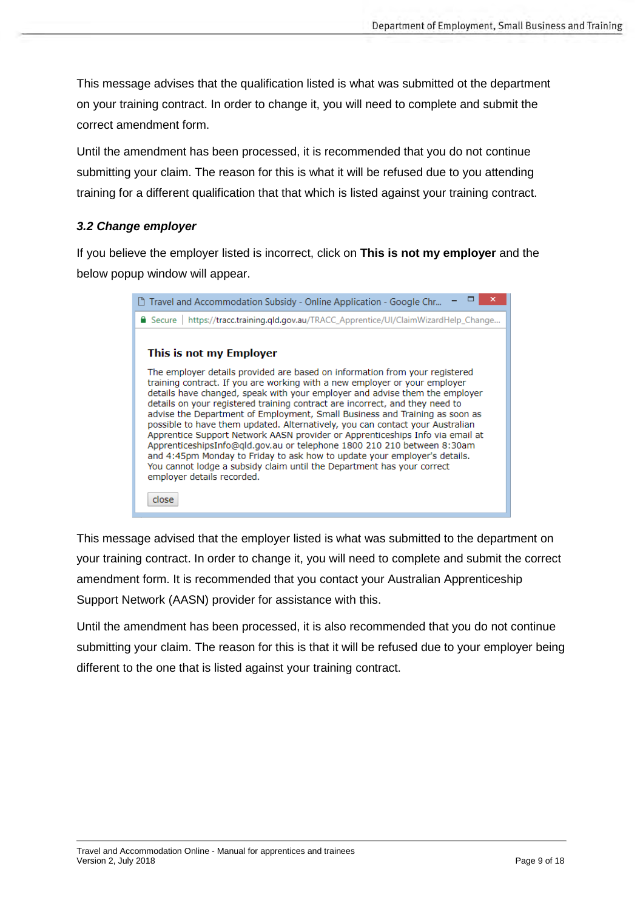This message advises that the qualification listed is what was submitted ot the department on your training contract. In order to change it, you will need to complete and submit the correct amendment form.

Until the amendment has been processed, it is recommended that you do not continue submitting your claim. The reason for this is what it will be refused due to you attending training for a different qualification that that which is listed against your training contract.

### *3.2 Change employer*

If you believe the employer listed is incorrect, click on **This is not my employer** and the below popup window will appear.

> Travel and Accommodation Subsidy - Online Application - Google Chr...
>
> Secure | https://tracc.training.qld.gov.au/TRACC_Apprentice/UI/ClaimWizardHelp_Change...
>
> **This is not my Employer**
>
> The employer details provided are based on information from your registered training contract. If you are working with a new employer or your employer details have changed, speak with your employer and advise them the employer details on your registered training contract are incorrect, and they need to advise the Department of Employment, Small Business and Training as soon as possible to have them updated. Alternatively, you can contact your Australian Apprentice Support Network AASN provider or Apprenticeships Info via email at ApprenticeshipsInfo@qld.gov.au or telephone 1800 210 210 between 8:30am and 4:45pm Monday to Friday to ask how to update your employer's details. You cannot lodge a subsidy claim until the Department has your correct employer details recorded.
>
> close

This message advised that the employer listed is what was submitted to the department on your training contract. In order to change it, you will need to complete and submit the correct amendment form. It is recommended that you contact your Australian Apprenticeship Support Network (AASN) provider for assistance with this.

Until the amendment has been processed, it is also recommended that you do not continue submitting your claim. The reason for this is that it will be refused due to your employer being different to the one that is listed against your training contract.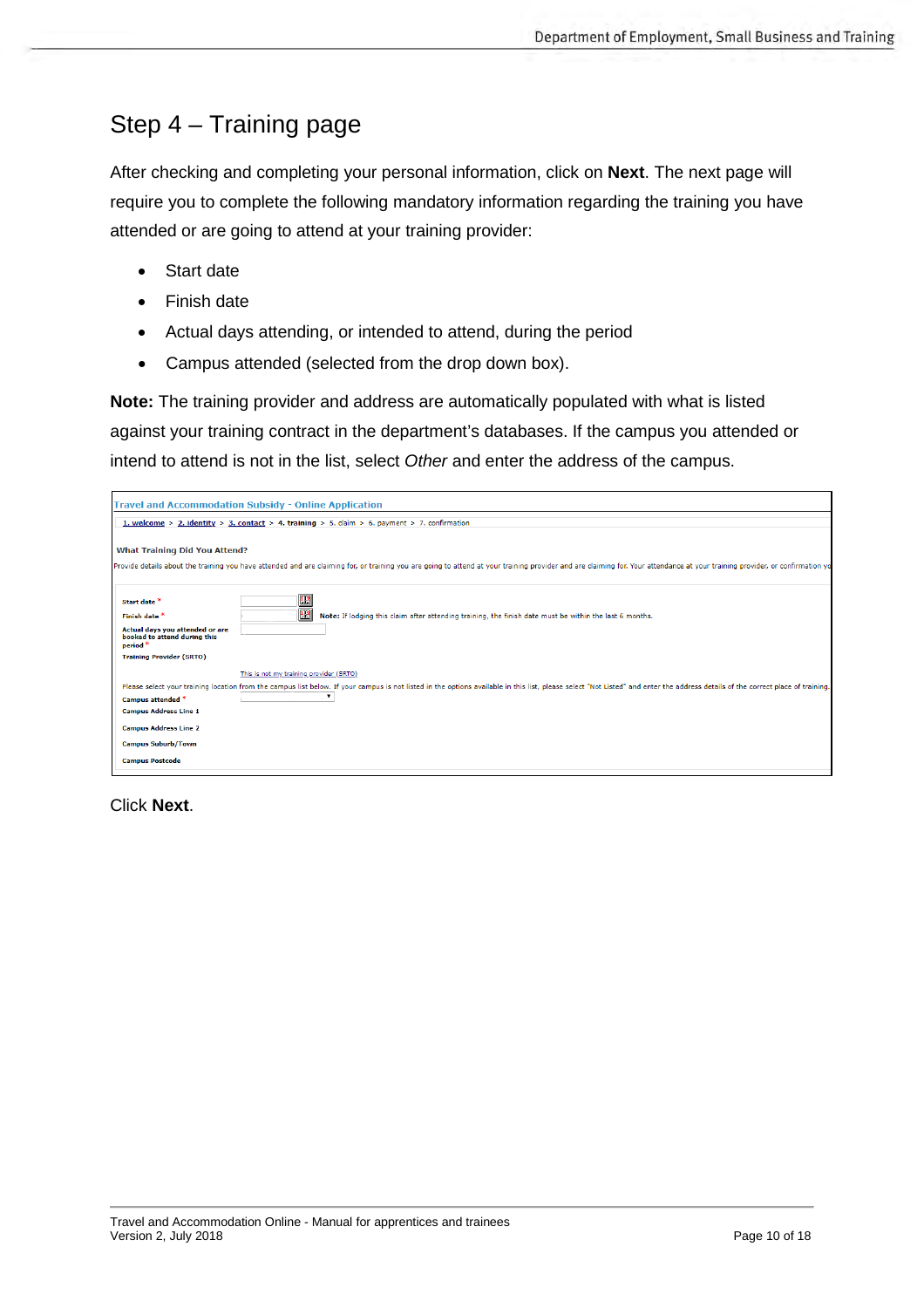## Step 4 – Training page

After checking and completing your personal information, click on **Next**. The next page will require you to complete the following mandatory information regarding the training you have attended or are going to attend at your training provider:

- Start date
- Finish date
- Actual days attending, or intended to attend, during the period
- Campus attended (selected from the drop down box).

**Note:** The training provider and address are automatically populated with what is listed against your training contract in the department's databases. If the campus you attended or intend to attend is not in the list, select *Other* and enter the address of the campus.

Travel and Accommodation Subsidy - Online Application

1. welcome > 2. identity > 3. contact > 4. training > 5. claim > 6. payment > 7. confirmation

What Training Did You Attend?

Provide details about the training you have attended and are claiming for, or training you are going to attend at your training provider and are claiming for. Your attendance at your training provider, or confirmation yo

Start date *

Finish date * **Note:** If lodging this claim after attending training, the finish date must be within the last 6 months.

Actual days you attended or are booked to attend during this period *

Training Provider (SRTO)

This is not my training provider (SRTO)

Please select your training location from the campus list below. If your campus is not listed in the options available in this list, please select "Not Listed" and enter the address details of the correct place of training.

Campus attended *

Campus Address Line 1

Campus Address Line 2

Campus Suburb/Town

Campus Postcode

Click **Next**.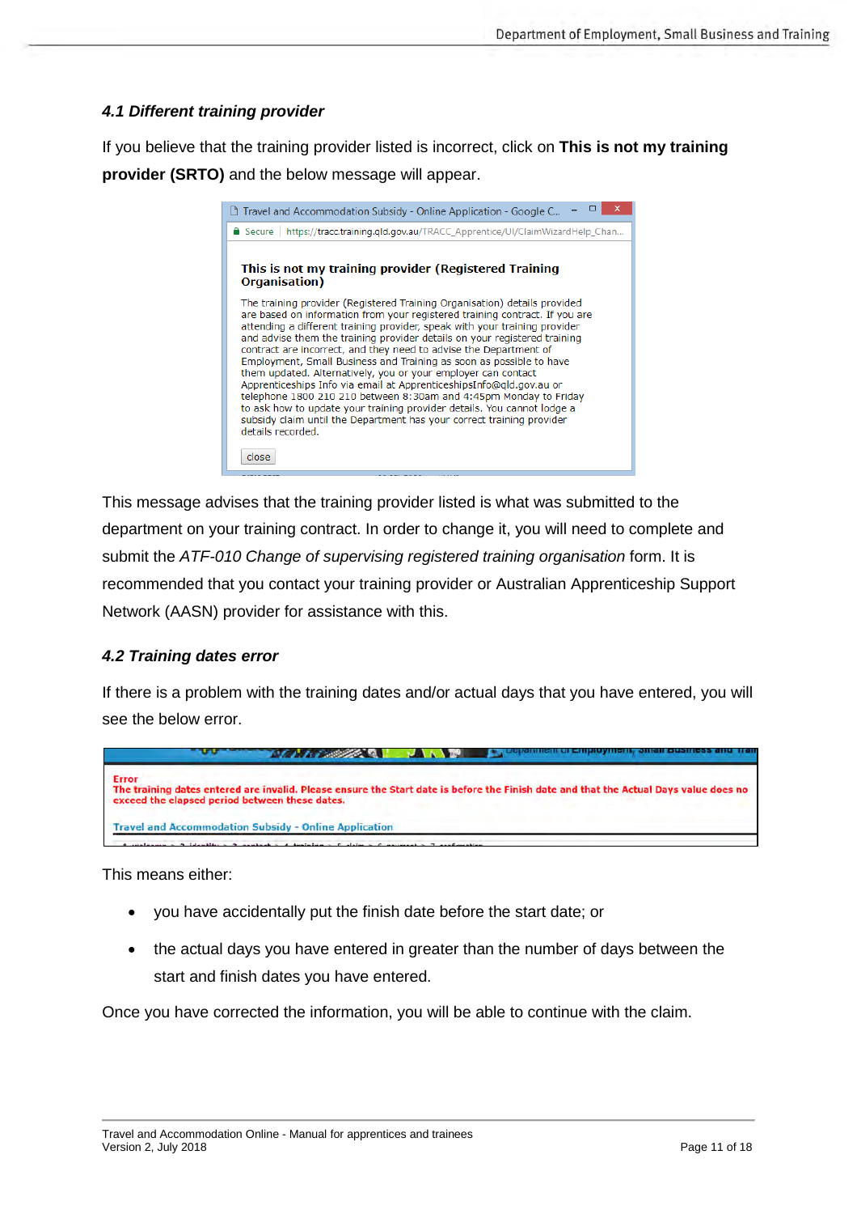### *4.1 Different training provider*

If you believe that the training provider listed is incorrect, click on **This is not my training provider (SRTO)** and the below message will appear.

This message advises that the training provider listed is what was submitted to the department on your training contract. In order to change it, you will need to complete and submit the *ATF-010 Change of supervising registered training organisation* form. It is recommended that you contact your training provider or Australian Apprenticeship Support Network (AASN) provider for assistance with this.

### *4.2 Training dates error*

If there is a problem with the training dates and/or actual days that you have entered, you will see the below error.

This means either:

- you have accidentally put the finish date before the start date; or
- the actual days you have entered in greater than the number of days between the start and finish dates you have entered.

Once you have corrected the information, you will be able to continue with the claim.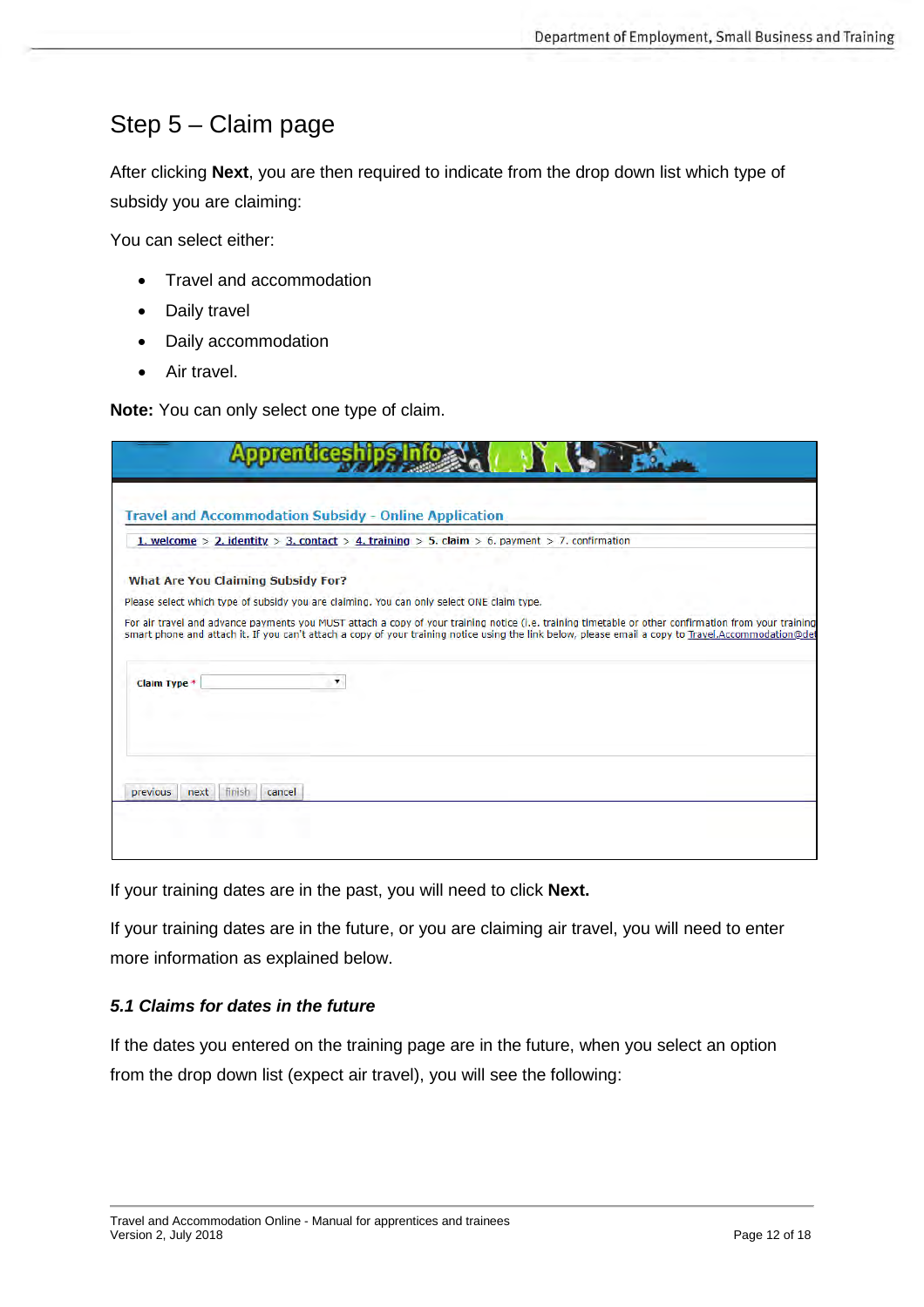# Step 5 – Claim page

After clicking **Next**, you are then required to indicate from the drop down list which type of subsidy you are claiming:

You can select either:

- Travel and accommodation
- Daily travel
- Daily accommodation
- Air travel.

**Note:** You can only select one type of claim.

If your training dates are in the past, you will need to click **Next.**

If your training dates are in the future, or you are claiming air travel, you will need to enter more information as explained below.

### *5.1 Claims for dates in the future*

If the dates you entered on the training page are in the future, when you select an option from the drop down list (expect air travel), you will see the following: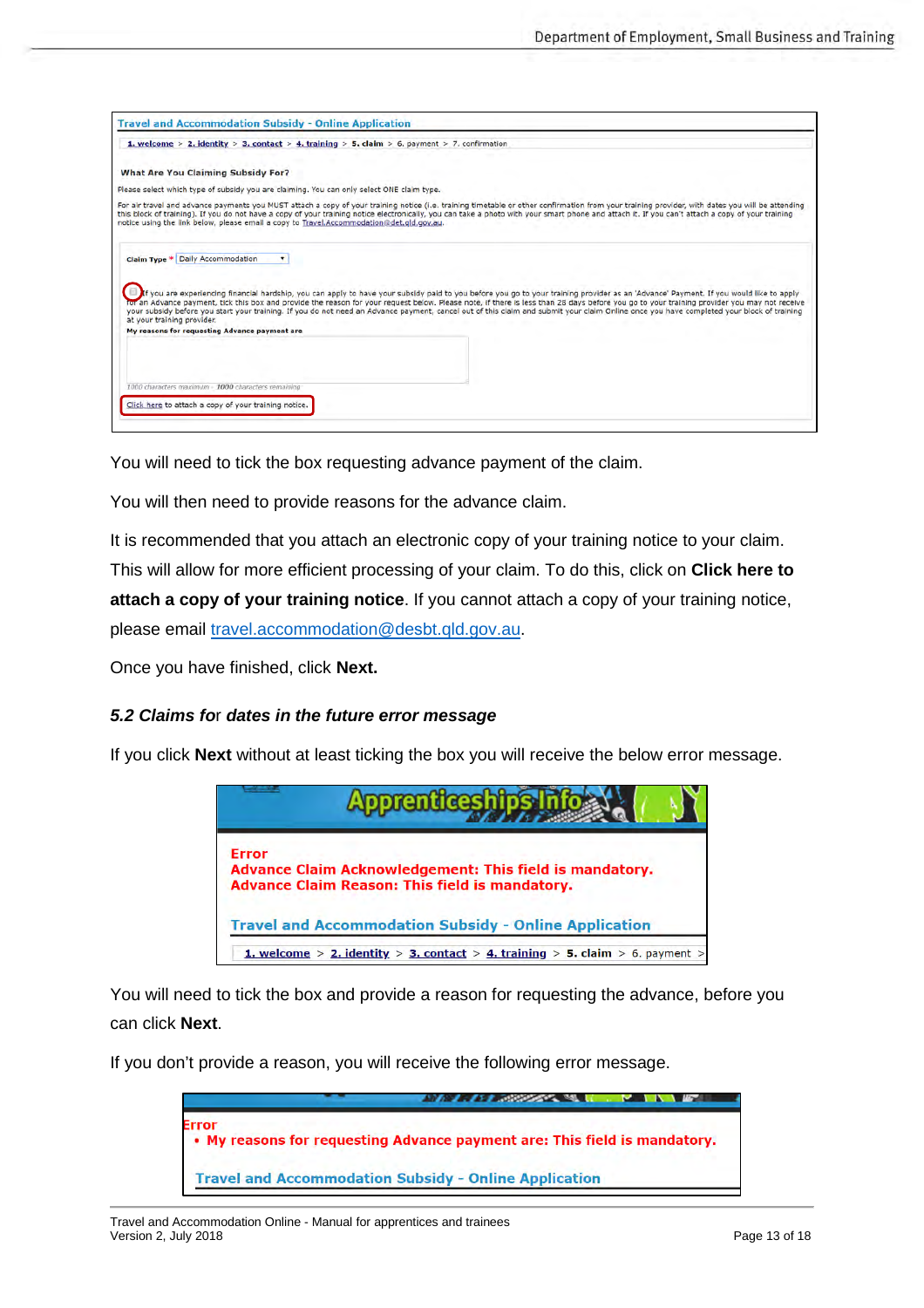You will need to tick the box requesting advance payment of the claim.

You will then need to provide reasons for the advance claim.

It is recommended that you attach an electronic copy of your training notice to your claim. This will allow for more efficient processing of your claim. To do this, click on **Click here to attach a copy of your training notice**. If you cannot attach a copy of your training notice, please email travel.accommodation@desbt.qld.gov.au.

Once you have finished, click **Next.**

### *5.2 Claims for dates in the future error message*

If you click **Next** without at least ticking the box you will receive the below error message.

You will need to tick the box and provide a reason for requesting the advance, before you can click **Next**.

If you don't provide a reason, you will receive the following error message.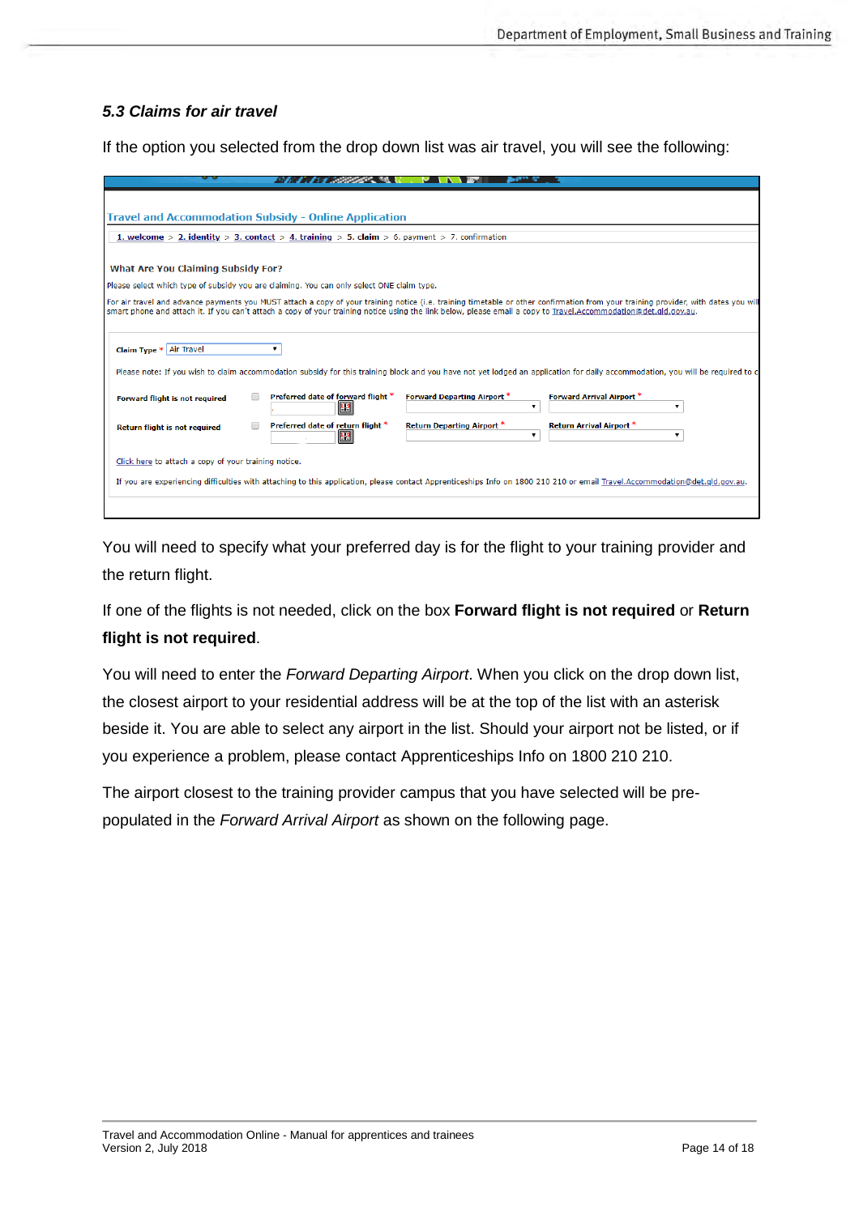### *5.3 Claims for air travel*

If the option you selected from the drop down list was air travel, you will see the following:

You will need to specify what your preferred day is for the flight to your training provider and the return flight.

If one of the flights is not needed, click on the box **Forward flight is not required** or **Return flight is not required**.

You will need to enter the *Forward Departing Airport*. When you click on the drop down list, the closest airport to your residential address will be at the top of the list with an asterisk beside it. You are able to select any airport in the list. Should your airport not be listed, or if you experience a problem, please contact Apprenticeships Info on 1800 210 210.

The airport closest to the training provider campus that you have selected will be pre-populated in the *Forward Arrival Airport* as shown on the following page.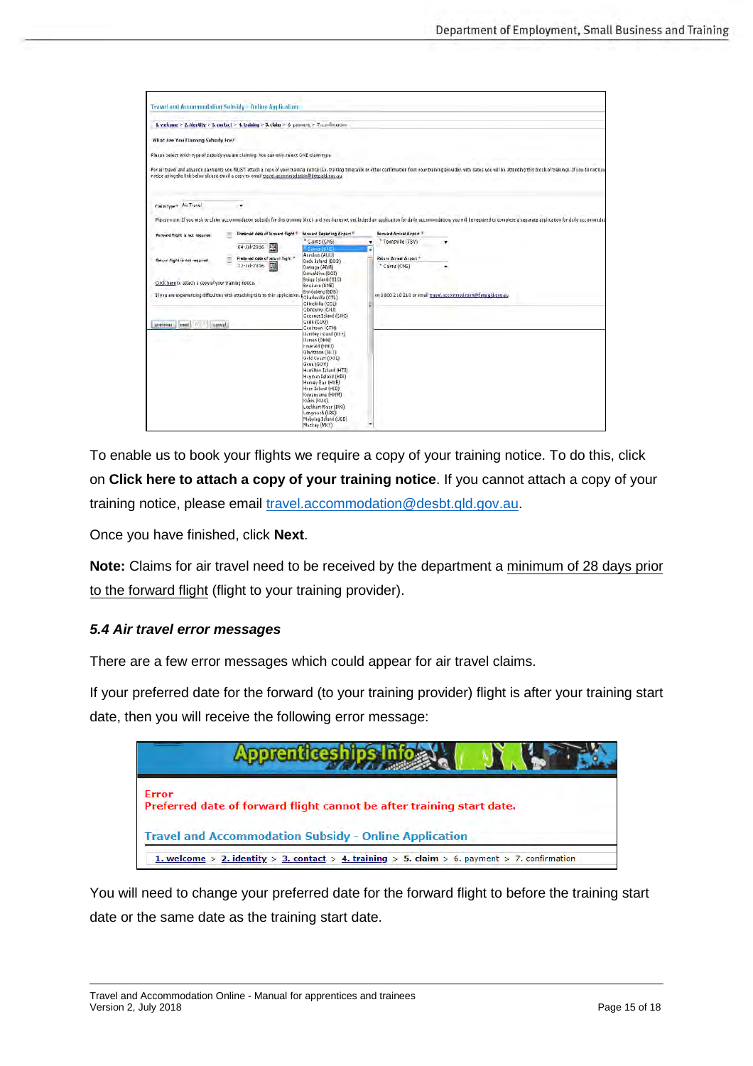To enable us to book your flights we require a copy of your training notice. To do this, click on **Click here to attach a copy of your training notice**. If you cannot attach a copy of your training notice, please email travel.accommodation@desbt.qld.gov.au.

Once you have finished, click **Next**.

**Note:** Claims for air travel need to be received by the department a minimum of 28 days prior to the forward flight (flight to your training provider).

### *5.4 Air travel error messages*

There are a few error messages which could appear for air travel claims.

If your preferred date for the forward (to your training provider) flight is after your training start date, then you will receive the following error message:

You will need to change your preferred date for the forward flight to before the training start date or the same date as the training start date.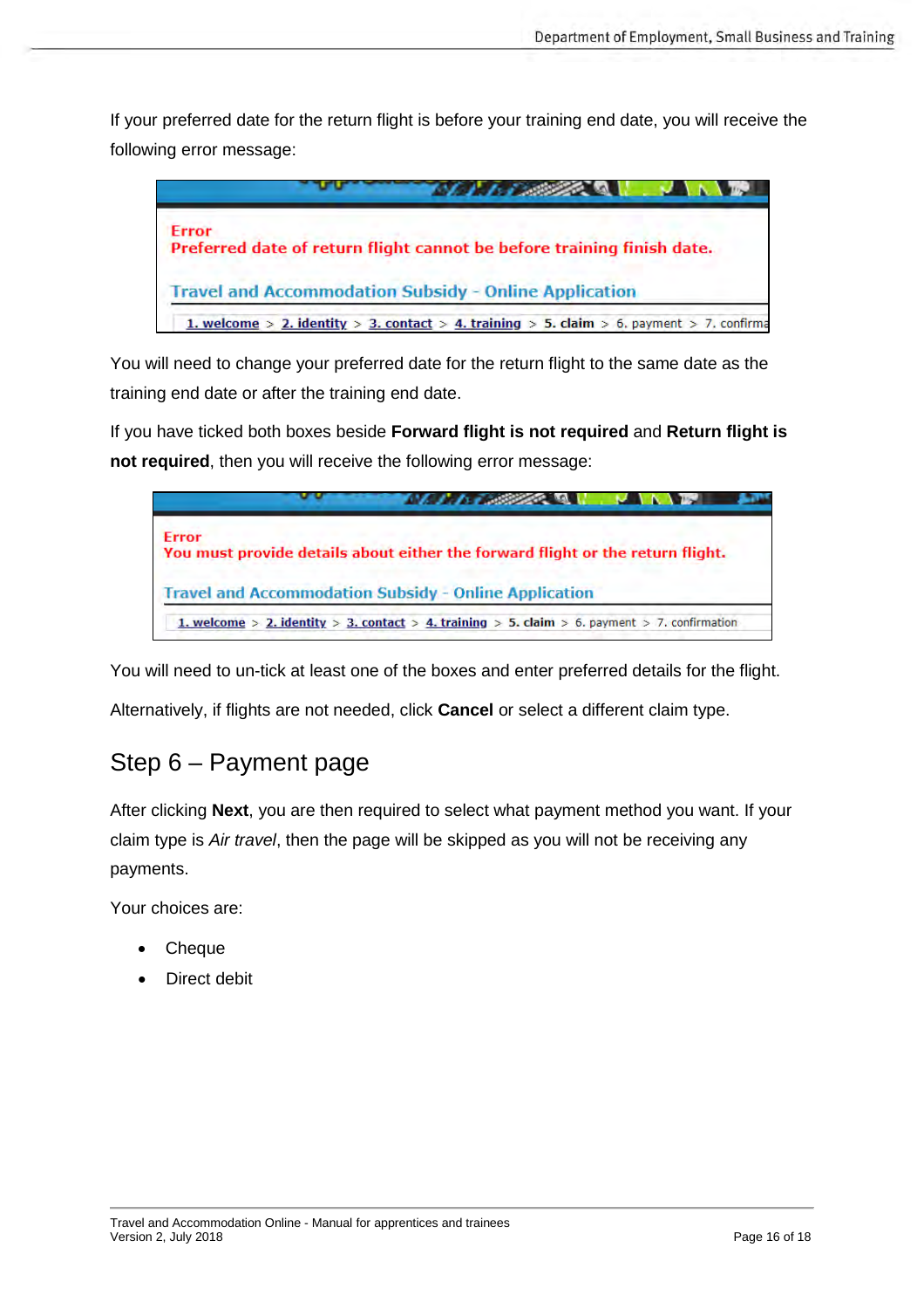If your preferred date for the return flight is before your training end date, you will receive the following error message:

> **Error**
> **Preferred date of return flight cannot be before training finish date.**
>
> Travel and Accommodation Subsidy - Online Application
>
> 1. welcome > 2. identity > 3. contact > 4. training > 5. claim > 6. payment > 7. confirma

You will need to change your preferred date for the return flight to the same date as the training end date or after the training end date.

If you have ticked both boxes beside **Forward flight is not required** and **Return flight is not required**, then you will receive the following error message:

> **Error**
> **You must provide details about either the forward flight or the return flight.**
>
> Travel and Accommodation Subsidy - Online Application
>
> 1. welcome > 2. identity > 3. contact > 4. training > 5. claim > 6. payment > 7. confirmation

You will need to un-tick at least one of the boxes and enter preferred details for the flight.

Alternatively, if flights are not needed, click **Cancel** or select a different claim type.

## Step 6 – Payment page

After clicking **Next**, you are then required to select what payment method you want. If your claim type is *Air travel*, then the page will be skipped as you will not be receiving any payments.

Your choices are:

- Cheque
- Direct debit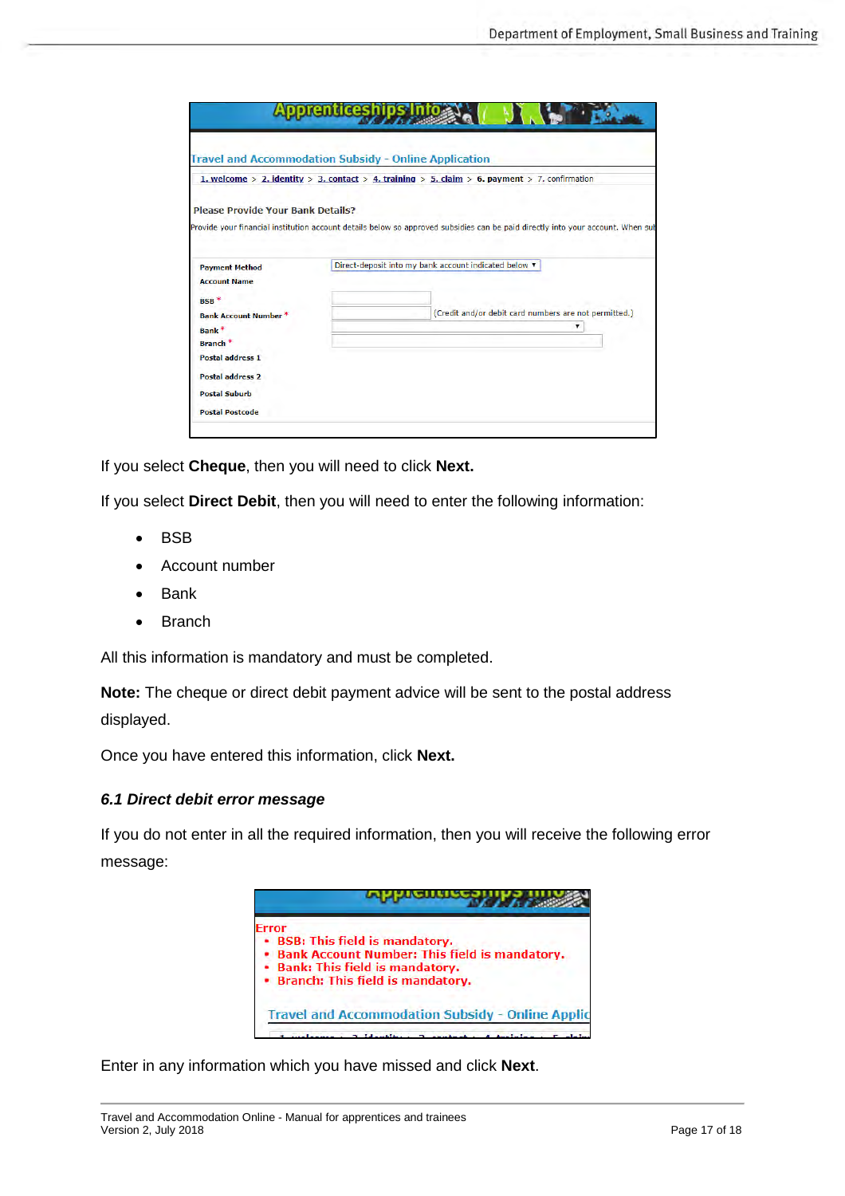If you select **Cheque**, then you will need to click **Next.**

If you select **Direct Debit**, then you will need to enter the following information:

- BSB
- Account number
- Bank
- Branch

All this information is mandatory and must be completed.

**Note:** The cheque or direct debit payment advice will be sent to the postal address displayed.

Once you have entered this information, click **Next.**

### *6.1 Direct debit error message*

If you do not enter in all the required information, then you will receive the following error message:

Enter in any information which you have missed and click **Next**.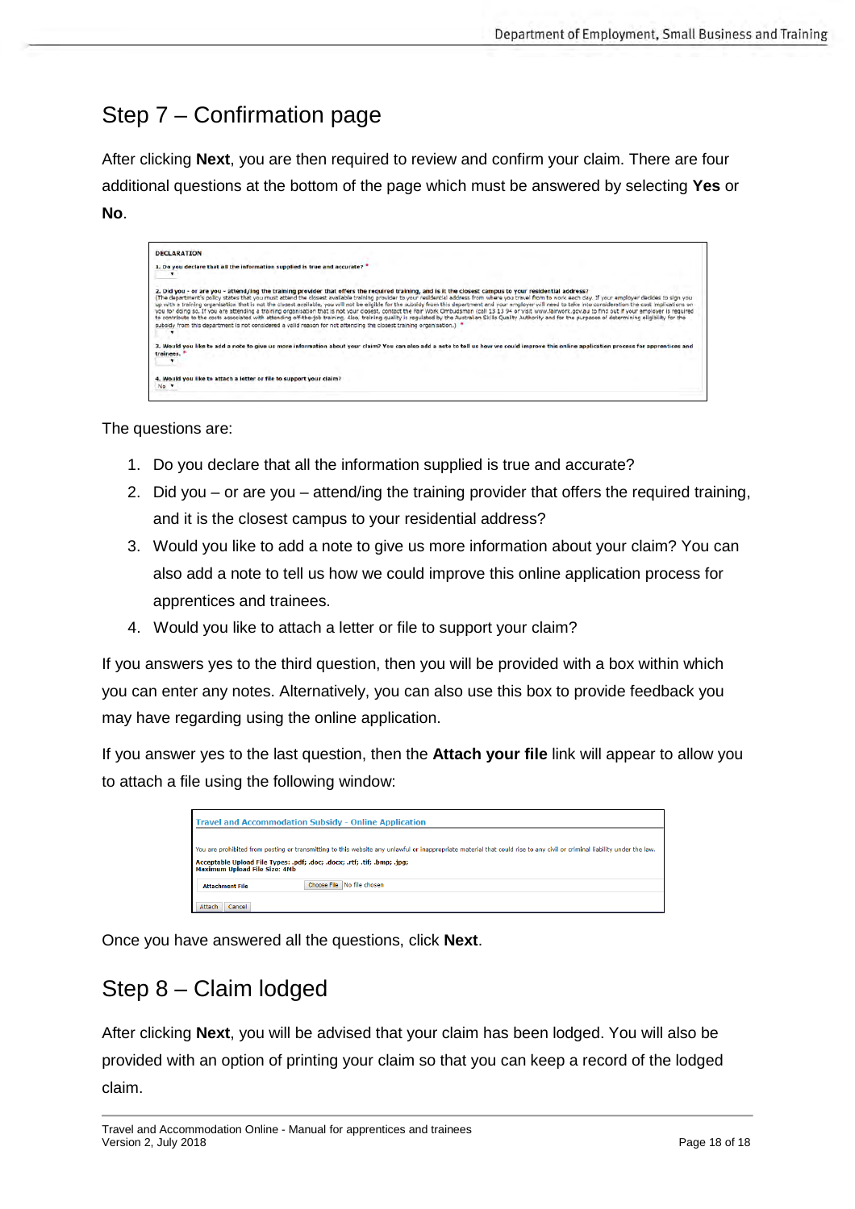## Step 7 – Confirmation page

After clicking **Next**, you are then required to review and confirm your claim. There are four additional questions at the bottom of the page which must be answered by selecting **Yes** or **No**.

The questions are:

1. Do you declare that all the information supplied is true and accurate?
2. Did you – or are you – attend/ing the training provider that offers the required training, and it is the closest campus to your residential address?
3. Would you like to add a note to give us more information about your claim? You can also add a note to tell us how we could improve this online application process for apprentices and trainees.
4. Would you like to attach a letter or file to support your claim?

If you answers yes to the third question, then you will be provided with a box within which you can enter any notes. Alternatively, you can also use this box to provide feedback you may have regarding using the online application.

If you answer yes to the last question, then the **Attach your file** link will appear to allow you to attach a file using the following window:

Once you have answered all the questions, click **Next**.

## Step 8 – Claim lodged

After clicking **Next**, you will be advised that your claim has been lodged. You will also be provided with an option of printing your claim so that you can keep a record of the lodged claim.